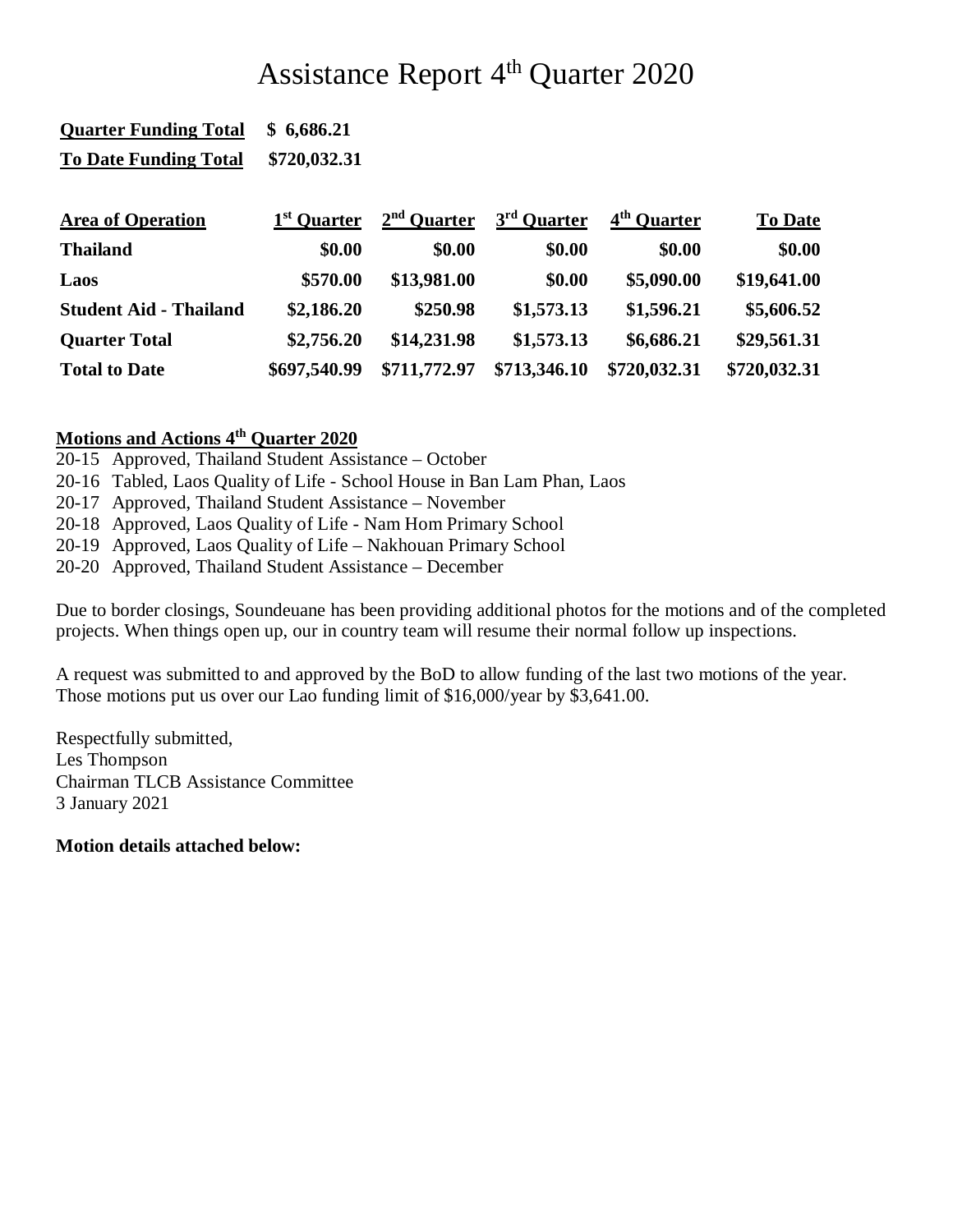# Assistance Report 4th Quarter 2020

**Quarter Funding Total** **$ 6,686.21**

**To Date Funding Total** **$720,032.31**

| Area of Operation | 1st Quarter | 2nd Quarter | 3rd Quarter | 4th Quarter | To Date |
|---|---|---|---|---|---|
| **Thailand** | **$0.00** | **$0.00** | **$0.00** | **$0.00** | **$0.00** |
| **Laos** | **$570.00** | **$13,981.00** | **$0.00** | **$5,090.00** | **$19,641.00** |
| **Student Aid - Thailand** | **$2,186.20** | **$250.98** | **$1,573.13** | **$1,596.21** | **$5,606.52** |
| **Quarter Total** | **$2,756.20** | **$14,231.98** | **$1,573.13** | **$6,686.21** | **$29,561.31** |
| **Total to Date** | **$697,540.99** | **$711,772.97** | **$713,346.10** | **$720,032.31** | **$720,032.31** |

**Motions and Actions 4th Quarter 2020**

20-15 Approved, Thailand Student Assistance – October
20-16 Tabled, Laos Quality of Life - School House in Ban Lam Phan, Laos
20-17 Approved, Thailand Student Assistance – November
20-18 Approved, Laos Quality of Life - Nam Hom Primary School
20-19 Approved, Laos Quality of Life – Nakhouan Primary School
20-20 Approved, Thailand Student Assistance – December

Due to border closings, Soundeuane has been providing additional photos for the motions and of the completed projects. When things open up, our in country team will resume their normal follow up inspections.

A request was submitted to and approved by the BoD to allow funding of the last two motions of the year. Those motions put us over our Lao funding limit of $16,000/year by $3,641.00.

Respectfully submitted,
Les Thompson
Chairman TLCB Assistance Committee
3 January 2021

**Motion details attached below:**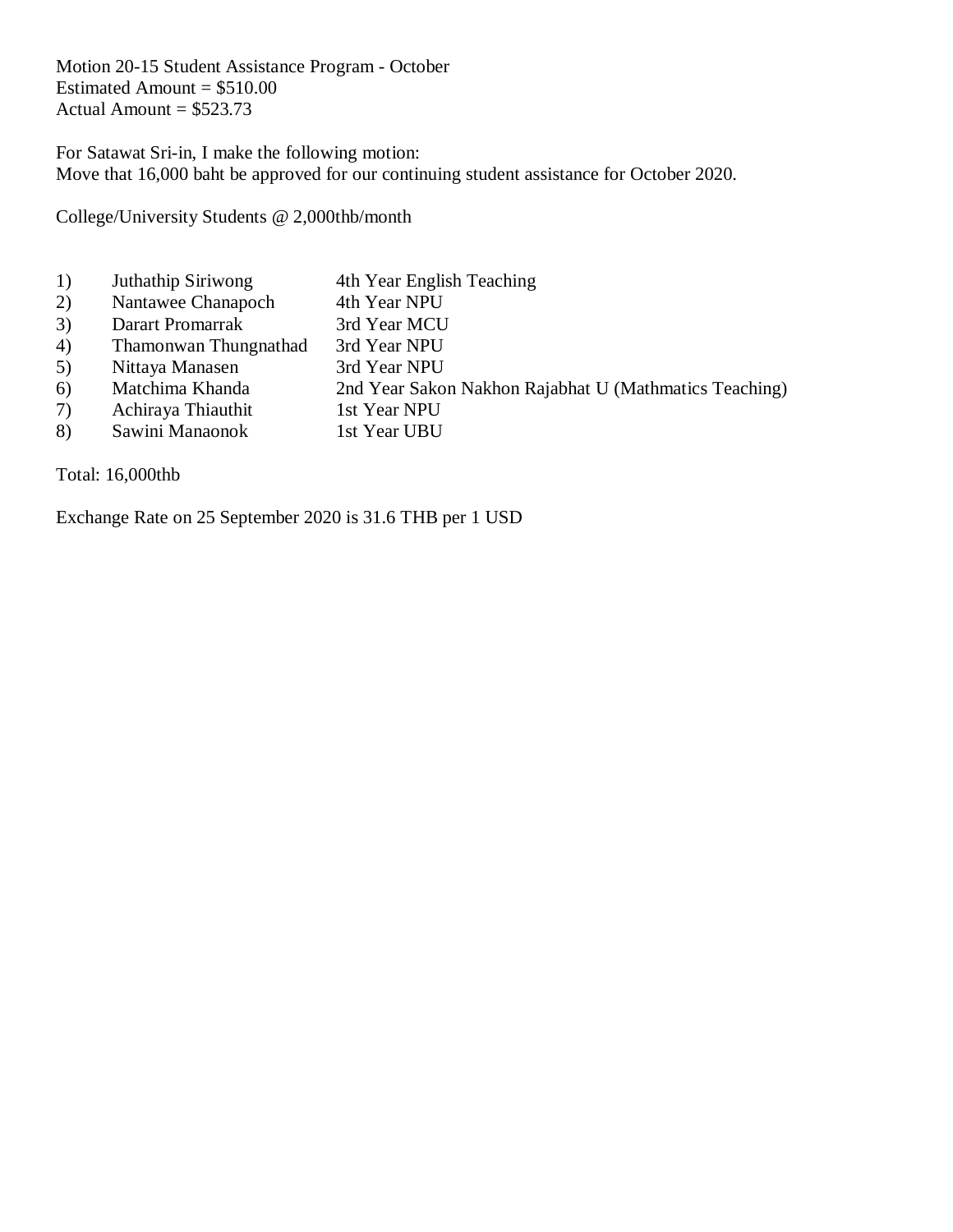Motion 20-15 Student Assistance Program - October
Estimated Amount = $510.00
Actual Amount = $523.73

For Satawat Sri-in, I make the following motion:
Move that 16,000 baht be approved for our continuing student assistance for October 2020.

College/University Students @ 2,000thb/month

1) Juthathip Siriwong — 4th Year English Teaching
2) Nantawee Chanapoch — 4th Year NPU
3) Darart Promarrak — 3rd Year MCU
4) Thamonwan Thungnathad — 3rd Year NPU
5) Nittaya Manasen — 3rd Year NPU
6) Matchima Khanda — 2nd Year Sakon Nakhon Rajabhat U (Mathmatics Teaching)
7) Achiraya Thiauthit — 1st Year NPU
8) Sawini Manaonok — 1st Year UBU

Total: 16,000thb

Exchange Rate on 25 September 2020 is 31.6 THB per 1 USD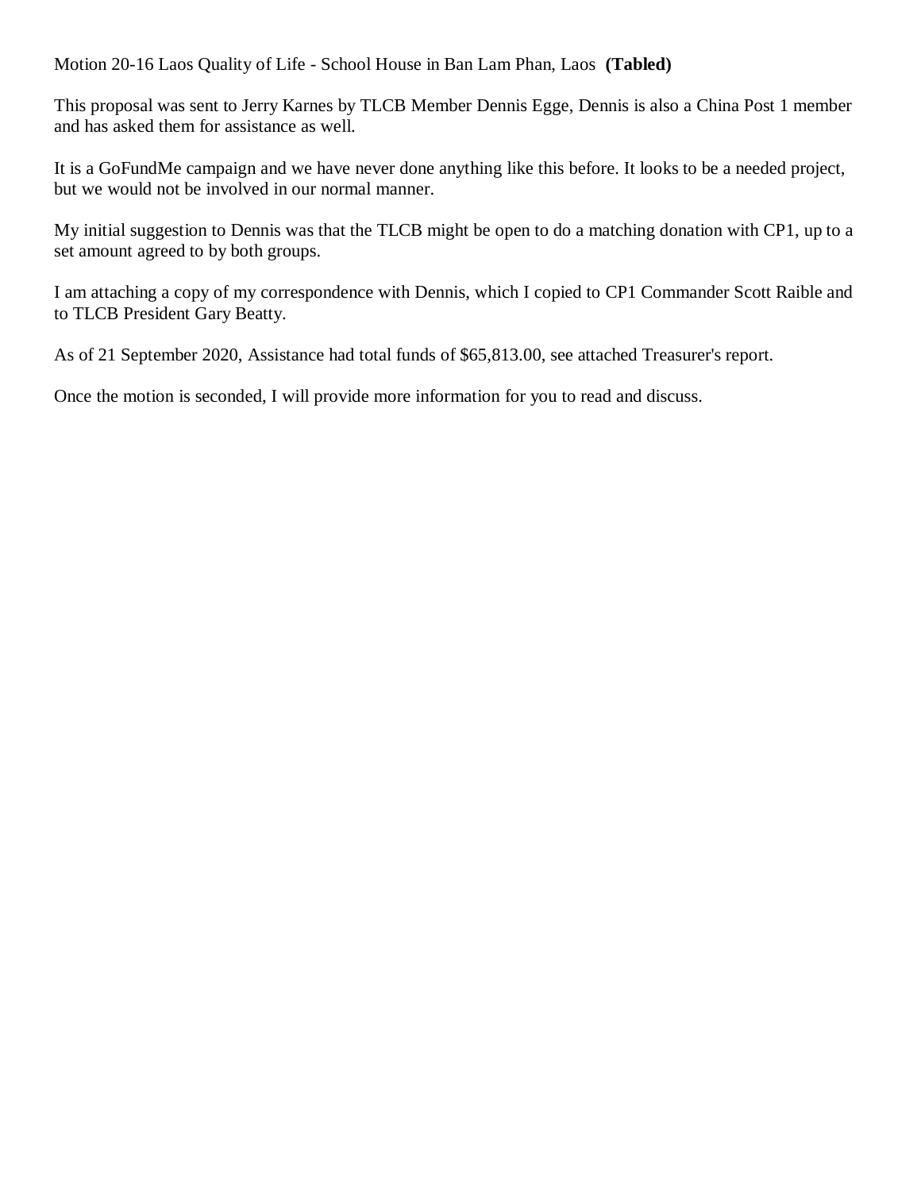Motion 20-16 Laos Quality of Life - School House in Ban Lam Phan, Laos **(Tabled)**

This proposal was sent to Jerry Karnes by TLCB Member Dennis Egge, Dennis is also a China Post 1 member and has asked them for assistance as well.

It is a GoFundMe campaign and we have never done anything like this before. It looks to be a needed project, but we would not be involved in our normal manner.

My initial suggestion to Dennis was that the TLCB might be open to do a matching donation with CP1, up to a set amount agreed to by both groups.

I am attaching a copy of my correspondence with Dennis, which I copied to CP1 Commander Scott Raible and to TLCB President Gary Beatty.

As of 21 September 2020, Assistance had total funds of $65,813.00, see attached Treasurer's report.

Once the motion is seconded, I will provide more information for you to read and discuss.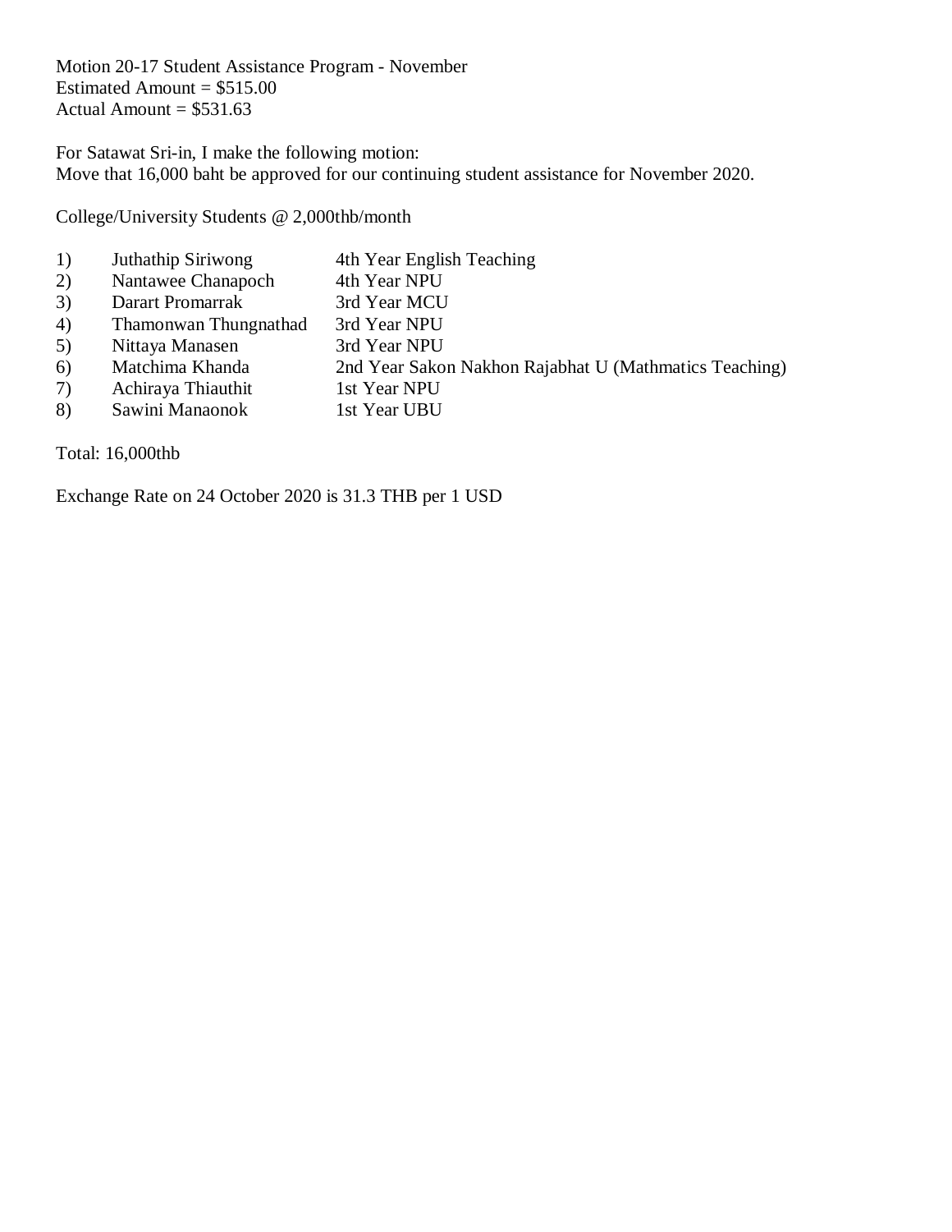Motion 20-17 Student Assistance Program - November
Estimated Amount = $515.00
Actual Amount = $531.63

For Satawat Sri-in, I make the following motion:
Move that 16,000 baht be approved for our continuing student assistance for November 2020.

College/University Students @ 2,000thb/month

| | | |
|---|---|---|
| 1) | Juthathip Siriwong | 4th Year English Teaching |
| 2) | Nantawee Chanapoch | 4th Year NPU |
| 3) | Darart Promarrak | 3rd Year MCU |
| 4) | Thamonwan Thungnathad | 3rd Year NPU |
| 5) | Nittaya Manasen | 3rd Year NPU |
| 6) | Matchima Khanda | 2nd Year Sakon Nakhon Rajabhat U (Mathmatics Teaching) |
| 7) | Achiraya Thiauthit | 1st Year NPU |
| 8) | Sawini Manaonok | 1st Year UBU |

Total: 16,000thb

Exchange Rate on 24 October 2020 is 31.3 THB per 1 USD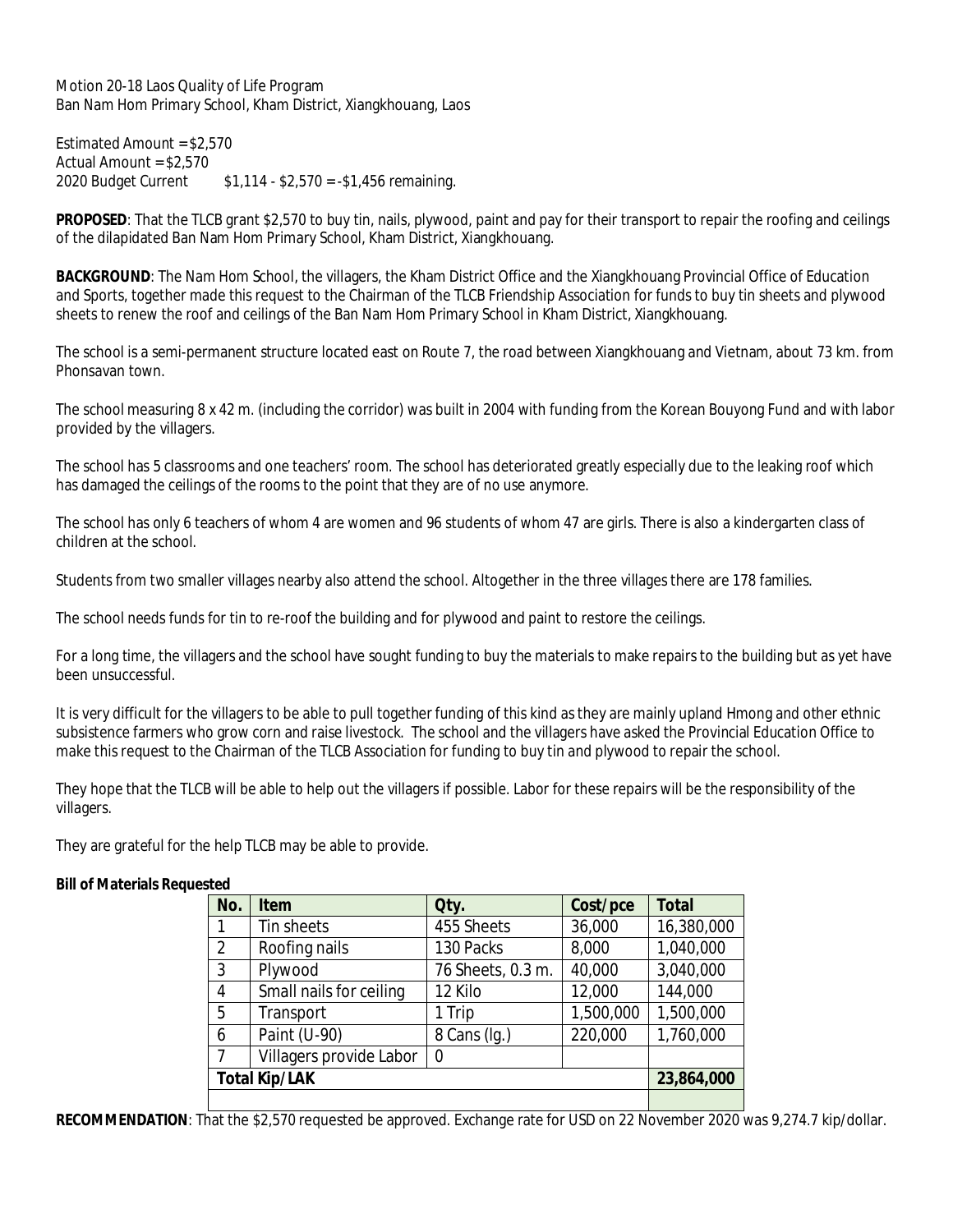Motion 20-18 Laos Quality of Life Program
Ban Nam Hom Primary School, Kham District, Xiangkhouang, Laos

Estimated Amount = $2,570
Actual Amount = $2,570
2020 Budget Current $1,114 - $2,570 = -$1,456 remaining.

**PROPOSED**: That the TLCB grant $2,570 to buy tin, nails, plywood, paint and pay for their transport to repair the roofing and ceilings of the dilapidated Ban Nam Hom Primary School, Kham District, Xiangkhouang.

**BACKGROUND**: The Nam Hom School, the villagers, the Kham District Office and the Xiangkhouang Provincial Office of Education and Sports, together made this request to the Chairman of the TLCB Friendship Association for funds to buy tin sheets and plywood sheets to renew the roof and ceilings of the Ban Nam Hom Primary School in Kham District, Xiangkhouang.

The school is a semi-permanent structure located east on Route 7, the road between Xiangkhouang and Vietnam, about 73 km. from Phonsavan town.

The school measuring 8 x 42 m. (including the corridor) was built in 2004 with funding from the Korean Bouyong Fund and with labor provided by the villagers.

The school has 5 classrooms and one teachers' room. The school has deteriorated greatly especially due to the leaking roof which has damaged the ceilings of the rooms to the point that they are of no use anymore.

The school has only 6 teachers of whom 4 are women and 96 students of whom 47 are girls. There is also a kindergarten class of children at the school.

Students from two smaller villages nearby also attend the school. Altogether in the three villages there are 178 families.

The school needs funds for tin to re-roof the building and for plywood and paint to restore the ceilings.

For a long time, the villagers and the school have sought funding to buy the materials to make repairs to the building but as yet have been unsuccessful.

It is very difficult for the villagers to be able to pull together funding of this kind as they are mainly upland Hmong and other ethnic subsistence farmers who grow corn and raise livestock. The school and the villagers have asked the Provincial Education Office to make this request to the Chairman of the TLCB Association for funding to buy tin and plywood to repair the school.

They hope that the TLCB will be able to help out the villagers if possible. Labor for these repairs will be the responsibility of the villagers.

They are grateful for the help TLCB may be able to provide.

**Bill of Materials Requested**

| No. | Item | Qty. | Cost/pce | Total |
|---|---|---|---|---|
| 1 | Tin sheets | 455 Sheets | 36,000 | 16,380,000 |
| 2 | Roofing nails | 130 Packs | 8,000 | 1,040,000 |
| 3 | Plywood | 76 Sheets, 0.3 m. | 40,000 | 3,040,000 |
| 4 | Small nails for ceiling | 12 Kilo | 12,000 | 144,000 |
| 5 | Transport | 1 Trip | 1,500,000 | 1,500,000 |
| 6 | Paint (U-90) | 8 Cans (lg.) | 220,000 | 1,760,000 |
| 7 | Villagers provide Labor | 0 | | |
| **Total Kip/LAK** | | | | **23,864,000** |

**RECOMMENDATION**: That the $2,570 requested be approved. Exchange rate for USD on 22 November 2020 was 9,274.7 kip/dollar.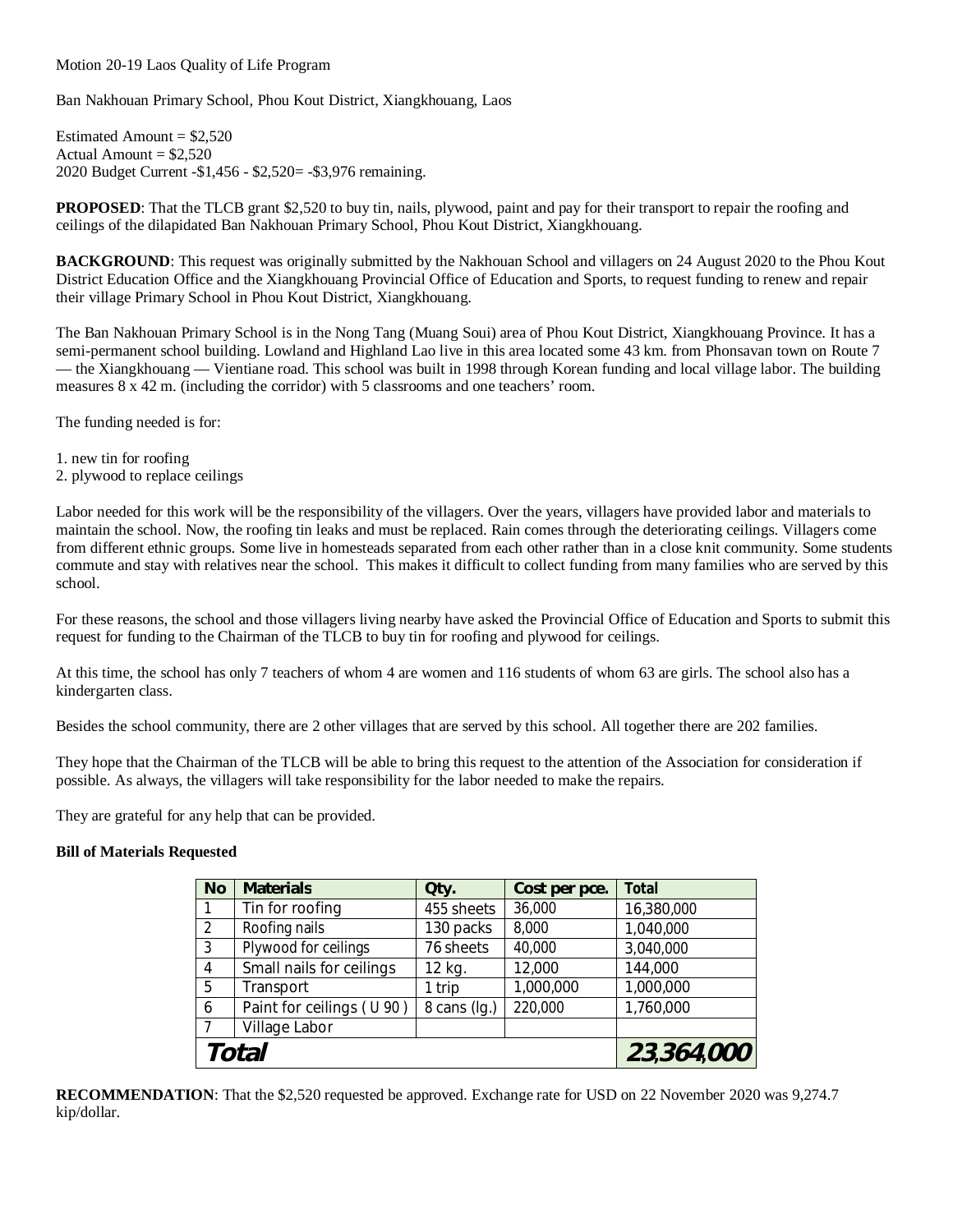Motion 20-19 Laos Quality of Life Program

Ban Nakhouan Primary School, Phou Kout District, Xiangkhouang, Laos

Estimated Amount = $2,520
Actual Amount = $2,520
2020 Budget Current -$1,456 - $2,520= -$3,976 remaining.

**PROPOSED**: That the TLCB grant $2,520 to buy tin, nails, plywood, paint and pay for their transport to repair the roofing and ceilings of the dilapidated Ban Nakhouan Primary School, Phou Kout District, Xiangkhouang.

**BACKGROUND**: This request was originally submitted by the Nakhouan School and villagers on 24 August 2020 to the Phou Kout District Education Office and the Xiangkhouang Provincial Office of Education and Sports, to request funding to renew and repair their village Primary School in Phou Kout District, Xiangkhouang.

The Ban Nakhouan Primary School is in the Nong Tang (Muang Soui) area of Phou Kout District, Xiangkhouang Province. It has a semi-permanent school building. Lowland and Highland Lao live in this area located some 43 km. from Phonsavan town on Route 7 — the Xiangkhouang — Vientiane road. This school was built in 1998 through Korean funding and local village labor. The building measures 8 x 42 m. (including the corridor) with 5 classrooms and one teachers' room.

The funding needed is for:

1. new tin for roofing
2. plywood to replace ceilings

Labor needed for this work will be the responsibility of the villagers. Over the years, villagers have provided labor and materials to maintain the school. Now, the roofing tin leaks and must be replaced. Rain comes through the deteriorating ceilings. Villagers come from different ethnic groups. Some live in homesteads separated from each other rather than in a close knit community. Some students commute and stay with relatives near the school. This makes it difficult to collect funding from many families who are served by this school.

For these reasons, the school and those villagers living nearby have asked the Provincial Office of Education and Sports to submit this request for funding to the Chairman of the TLCB to buy tin for roofing and plywood for ceilings.

At this time, the school has only 7 teachers of whom 4 are women and 116 students of whom 63 are girls. The school also has a kindergarten class.

Besides the school community, there are 2 other villages that are served by this school. All together there are 202 families.

They hope that the Chairman of the TLCB will be able to bring this request to the attention of the Association for consideration if possible. As always, the villagers will take responsibility for the labor needed to make the repairs.

They are grateful for any help that can be provided.

**Bill of Materials Requested**

| No | Materials | Qty. | Cost per pce. | Total |
|---|---|---|---|---|
| 1 | Tin for roofing | 455 sheets | 36,000 | 16,380,000 |
| 2 | Roofing nails | 130 packs | 8,000 | 1,040,000 |
| 3 | Plywood for ceilings | 76 sheets | 40,000 | 3,040,000 |
| 4 | Small nails for ceilings | 12 kg. | 12,000 | 144,000 |
| 5 | Transport | 1 trip | 1,000,000 | 1,000,000 |
| 6 | Paint for ceilings ( U 90 ) | 8 cans (lg.) | 220,000 | 1,760,000 |
| 7 | Village Labor | | | |
| **Total** | | | | **23,364,000** |

**RECOMMENDATION**: That the $2,520 requested be approved. Exchange rate for USD on 22 November 2020 was 9,274.7 kip/dollar.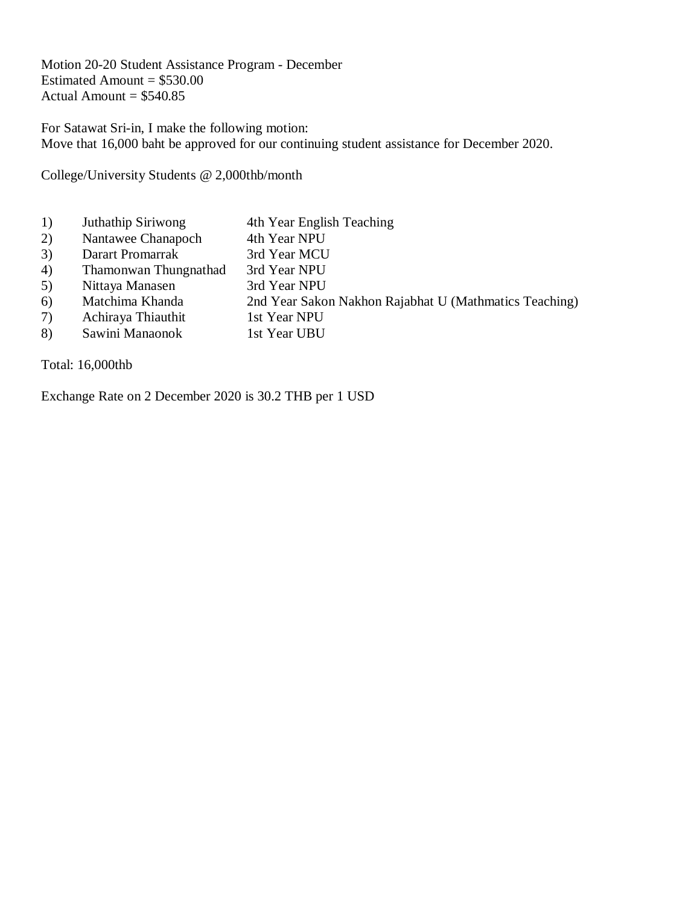Motion 20-20 Student Assistance Program - December
Estimated Amount = $530.00
Actual Amount = $540.85

For Satawat Sri-in, I make the following motion:
Move that 16,000 baht be approved for our continuing student assistance for December 2020.

College/University Students @ 2,000thb/month

| | | |
|---|---|---|
| 1) | Juthathip Siriwong | 4th Year English Teaching |
| 2) | Nantawee Chanapoch | 4th Year NPU |
| 3) | Darart Promarrak | 3rd Year MCU |
| 4) | Thamonwan Thungnathad | 3rd Year NPU |
| 5) | Nittaya Manasen | 3rd Year NPU |
| 6) | Matchima Khanda | 2nd Year Sakon Nakhon Rajabhat U (Mathmatics Teaching) |
| 7) | Achiraya Thiauthit | 1st Year NPU |
| 8) | Sawini Manaonok | 1st Year UBU |

Total: 16,000thb

Exchange Rate on 2 December 2020 is 30.2 THB per 1 USD